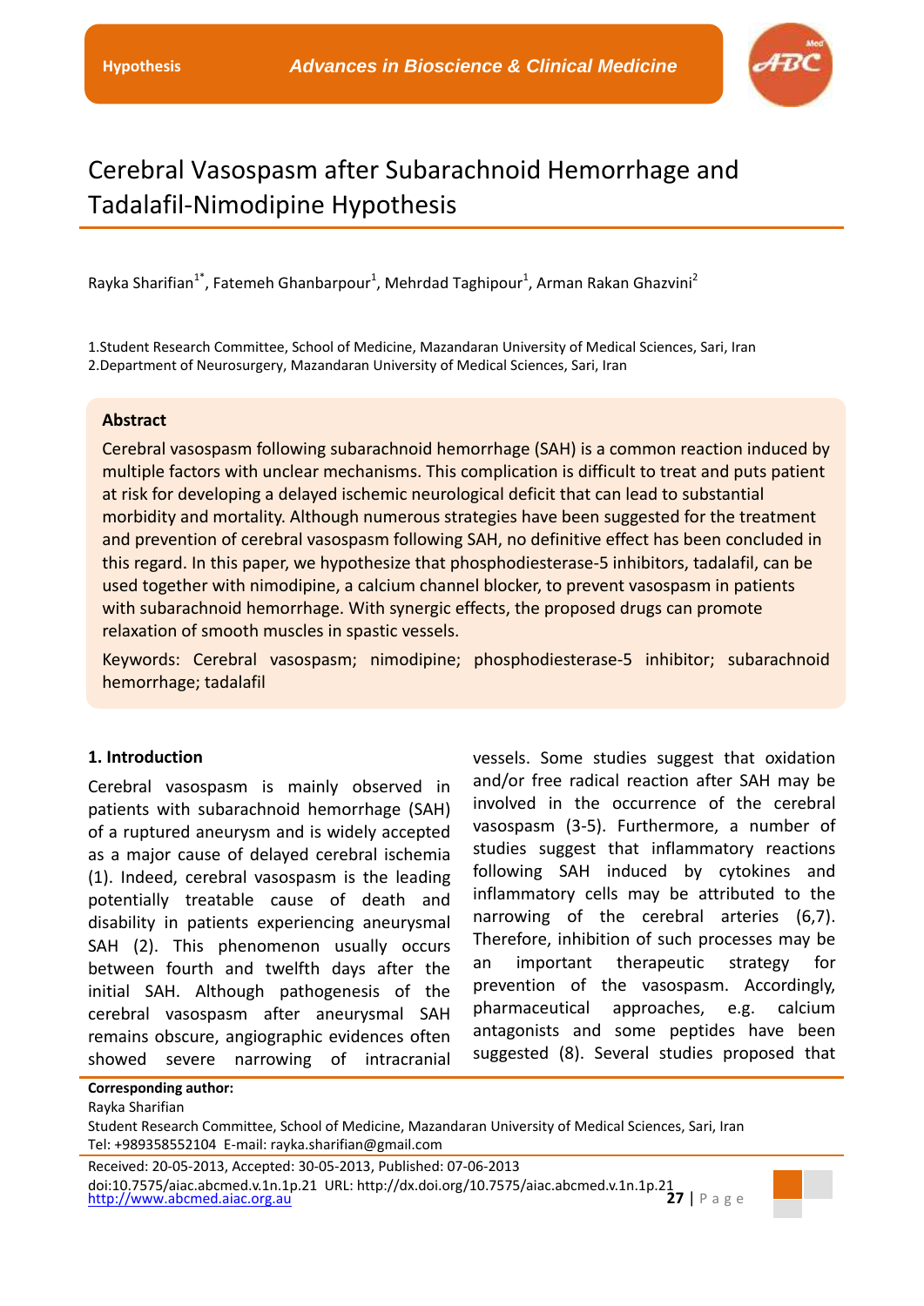# Cerebral Vasospasm after Subarachnoid Hemorrhage and Tadalafil-Nimodipine Hypothesis

Rayka Sharifian[1*], Fatemeh Ghanbarpour[1], Mehrdad Taghipour[1], Arman Rakan Ghazvini[2]

1.Student Research Committee, School of Medicine, Mazandaran University of Medical Sciences, Sari, Iran
2.Department of Neurosurgery, Mazandaran University of Medical Sciences, Sari, Iran

**Abstract**

Cerebral vasospasm following subarachnoid hemorrhage (SAH) is a common reaction induced by multiple factors with unclear mechanisms. This complication is difficult to treat and puts patient at risk for developing a delayed ischemic neurological deficit that can lead to substantial morbidity and mortality. Although numerous strategies have been suggested for the treatment and prevention of cerebral vasospasm following SAH, no definitive effect has been concluded in this regard. In this paper, we hypothesize that phosphodiesterase-5 inhibitors, tadalafil, can be used together with nimodipine, a calcium channel blocker, to prevent vasospasm in patients with subarachnoid hemorrhage. With synergic effects, the proposed drugs can promote relaxation of smooth muscles in spastic vessels.

Keywords: Cerebral vasospasm; nimodipine; phosphodiesterase-5 inhibitor; subarachnoid hemorrhage; tadalafil

## 1. Introduction

Cerebral vasospasm is mainly observed in patients with subarachnoid hemorrhage (SAH) of a ruptured aneurysm and is widely accepted as a major cause of delayed cerebral ischemia (1). Indeed, cerebral vasospasm is the leading potentially treatable cause of death and disability in patients experiencing aneurysmal SAH (2). This phenomenon usually occurs between fourth and twelfth days after the initial SAH. Although pathogenesis of the cerebral vasospasm after aneurysmal SAH remains obscure, angiographic evidences often showed severe narrowing of intracranial vessels. Some studies suggest that oxidation and/or free radical reaction after SAH may be involved in the occurrence of the cerebral vasospasm (3-5). Furthermore, a number of studies suggest that inflammatory reactions following SAH induced by cytokines and inflammatory cells may be attributed to the narrowing of the cerebral arteries (6,7). Therefore, inhibition of such processes may be an important therapeutic strategy for prevention of the vasospasm. Accordingly, pharmaceutical approaches, e.g. calcium antagonists and some peptides have been suggested (8). Several studies proposed that

**Corresponding author:**
Rayka Sharifian
Student Research Committee, School of Medicine, Mazandaran University of Medical Sciences, Sari, Iran
Tel: +989358552104 E-mail: rayka.sharifian@gmail.com

Received: 20-05-2013, Accepted: 30-05-2013, Published: 07-06-2013
doi:10.7575/aiac.abcmed.v.1n.1p.21 URL: http://dx.doi.org/10.7575/aiac.abcmed.v.1n.1p.21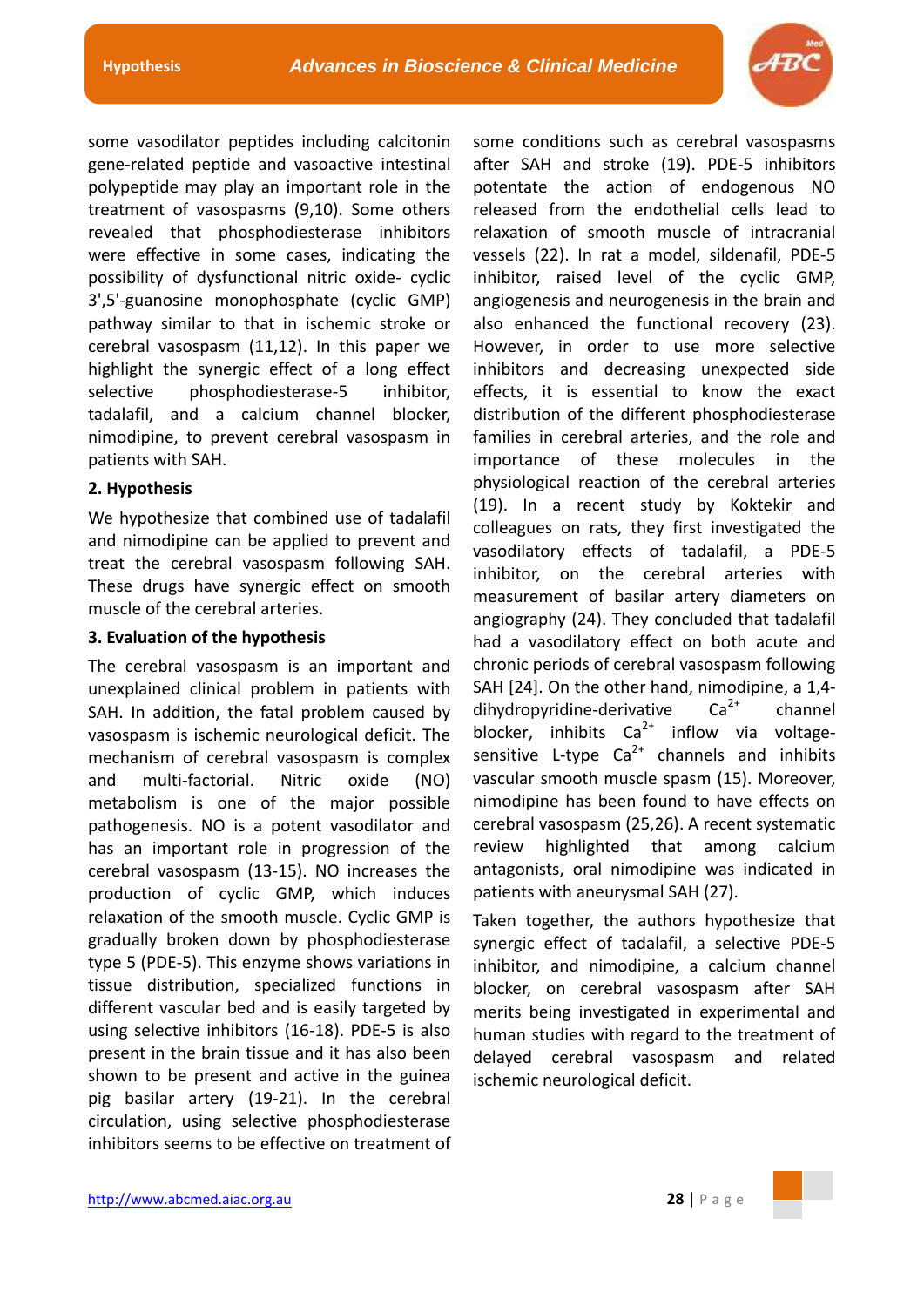some vasodilator peptides including calcitonin gene-related peptide and vasoactive intestinal polypeptide may play an important role in the treatment of vasospasms (9,10). Some others revealed that phosphodiesterase inhibitors were effective in some cases, indicating the possibility of dysfunctional nitric oxide- cyclic 3',5'-guanosine monophosphate (cyclic GMP) pathway similar to that in ischemic stroke or cerebral vasospasm (11,12). In this paper we highlight the synergic effect of a long effect selective phosphodiesterase-5 inhibitor, tadalafil, and a calcium channel blocker, nimodipine, to prevent cerebral vasospasm in patients with SAH.

## 2. Hypothesis

We hypothesize that combined use of tadalafil and nimodipine can be applied to prevent and treat the cerebral vasospasm following SAH. These drugs have synergic effect on smooth muscle of the cerebral arteries.

## 3. Evaluation of the hypothesis

The cerebral vasospasm is an important and unexplained clinical problem in patients with SAH. In addition, the fatal problem caused by vasospasm is ischemic neurological deficit. The mechanism of cerebral vasospasm is complex and multi-factorial. Nitric oxide (NO) metabolism is one of the major possible pathogenesis. NO is a potent vasodilator and has an important role in progression of the cerebral vasospasm (13-15). NO increases the production of cyclic GMP, which induces relaxation of the smooth muscle. Cyclic GMP is gradually broken down by phosphodiesterase type 5 (PDE-5). This enzyme shows variations in tissue distribution, specialized functions in different vascular bed and is easily targeted by using selective inhibitors (16-18). PDE-5 is also present in the brain tissue and it has also been shown to be present and active in the guinea pig basilar artery (19-21). In the cerebral circulation, using selective phosphodiesterase inhibitors seems to be effective on treatment of some conditions such as cerebral vasospasms after SAH and stroke (19). PDE-5 inhibitors potentate the action of endogenous NO released from the endothelial cells lead to relaxation of smooth muscle of intracranial vessels (22). In rat a model, sildenafil, PDE-5 inhibitor, raised level of the cyclic GMP, angiogenesis and neurogenesis in the brain and also enhanced the functional recovery (23). However, in order to use more selective inhibitors and decreasing unexpected side effects, it is essential to know the exact distribution of the different phosphodiesterase families in cerebral arteries, and the role and importance of these molecules in the physiological reaction of the cerebral arteries (19). In a recent study by Koktekir and colleagues on rats, they first investigated the vasodilatory effects of tadalafil, a PDE-5 inhibitor, on the cerebral arteries with measurement of basilar artery diameters on angiography (24). They concluded that tadalafil had a vasodilatory effect on both acute and chronic periods of cerebral vasospasm following SAH [24]. On the other hand, nimodipine, a 1,4-dihydropyridine-derivative $Ca^{2+}$ channel blocker, inhibits $Ca^{2+}$ inflow via voltage-sensitive L-type $Ca^{2+}$ channels and inhibits vascular smooth muscle spasm (15). Moreover, nimodipine has been found to have effects on cerebral vasospasm (25,26). A recent systematic review highlighted that among calcium antagonists, oral nimodipine was indicated in patients with aneurysmal SAH (27).

Taken together, the authors hypothesize that synergic effect of tadalafil, a selective PDE-5 inhibitor, and nimodipine, a calcium channel blocker, on cerebral vasospasm after SAH merits being investigated in experimental and human studies with regard to the treatment of delayed cerebral vasospasm and related ischemic neurological deficit.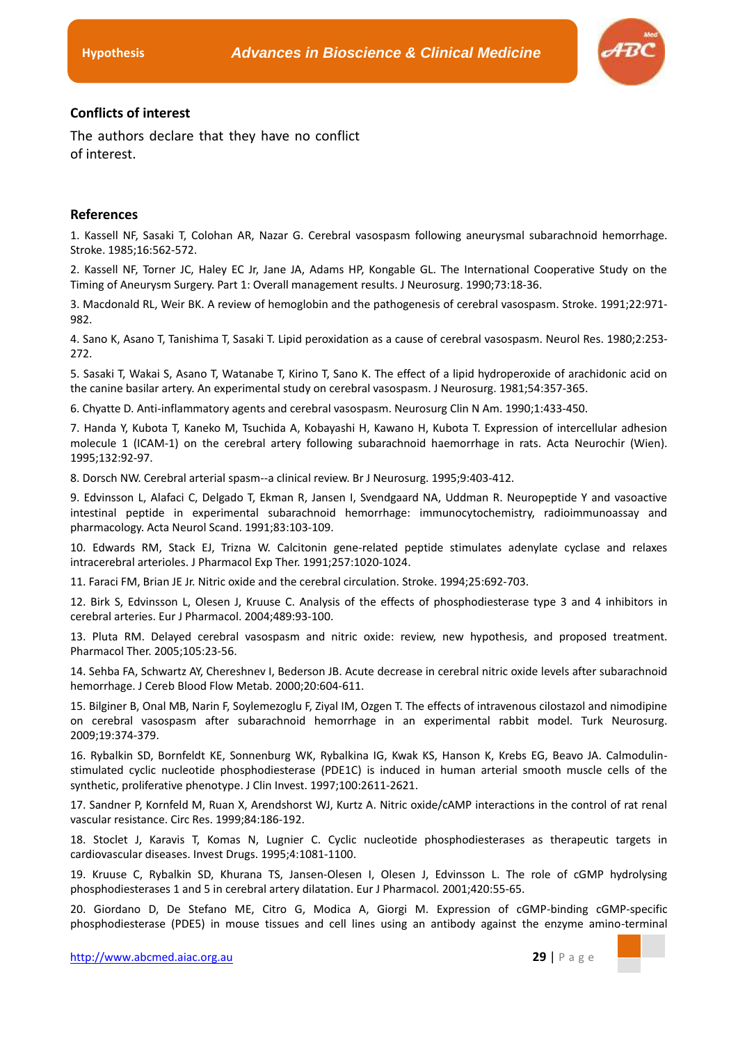## Conflicts of interest

The authors declare that they have no conflict of interest.

## References

1. Kassell NF, Sasaki T, Colohan AR, Nazar G. Cerebral vasospasm following aneurysmal subarachnoid hemorrhage. Stroke. 1985;16:562-572.

2. Kassell NF, Torner JC, Haley EC Jr, Jane JA, Adams HP, Kongable GL. The International Cooperative Study on the Timing of Aneurysm Surgery. Part 1: Overall management results. J Neurosurg. 1990;73:18-36.

3. Macdonald RL, Weir BK. A review of hemoglobin and the pathogenesis of cerebral vasospasm. Stroke. 1991;22:971-982.

4. Sano K, Asano T, Tanishima T, Sasaki T. Lipid peroxidation as a cause of cerebral vasospasm. Neurol Res. 1980;2:253-272.

5. Sasaki T, Wakai S, Asano T, Watanabe T, Kirino T, Sano K. The effect of a lipid hydroperoxide of arachidonic acid on the canine basilar artery. An experimental study on cerebral vasospasm. J Neurosurg. 1981;54:357-365.

6. Chyatte D. Anti-inflammatory agents and cerebral vasospasm. Neurosurg Clin N Am. 1990;1:433-450.

7. Handa Y, Kubota T, Kaneko M, Tsuchida A, Kobayashi H, Kawano H, Kubota T. Expression of intercellular adhesion molecule 1 (ICAM-1) on the cerebral artery following subarachnoid haemorrhage in rats. Acta Neurochir (Wien). 1995;132:92-97.

8. Dorsch NW. Cerebral arterial spasm--a clinical review. Br J Neurosurg. 1995;9:403-412.

9. Edvinsson L, Alafaci C, Delgado T, Ekman R, Jansen I, Svendgaard NA, Uddman R. Neuropeptide Y and vasoactive intestinal peptide in experimental subarachnoid hemorrhage: immunocytochemistry, radioimmunoassay and pharmacology. Acta Neurol Scand. 1991;83:103-109.

10. Edwards RM, Stack EJ, Trizna W. Calcitonin gene-related peptide stimulates adenylate cyclase and relaxes intracerebral arterioles. J Pharmacol Exp Ther. 1991;257:1020-1024.

11. Faraci FM, Brian JE Jr. Nitric oxide and the cerebral circulation. Stroke. 1994;25:692-703.

12. Birk S, Edvinsson L, Olesen J, Kruuse C. Analysis of the effects of phosphodiesterase type 3 and 4 inhibitors in cerebral arteries. Eur J Pharmacol. 2004;489:93-100.

13. Pluta RM. Delayed cerebral vasospasm and nitric oxide: review, new hypothesis, and proposed treatment. Pharmacol Ther. 2005;105:23-56.

14. Sehba FA, Schwartz AY, Chereshnev I, Bederson JB. Acute decrease in cerebral nitric oxide levels after subarachnoid hemorrhage. J Cereb Blood Flow Metab. 2000;20:604-611.

15. Bilginer B, Onal MB, Narin F, Soylemezoglu F, Ziyal IM, Ozgen T. The effects of intravenous cilostazol and nimodipine on cerebral vasospasm after subarachnoid hemorrhage in an experimental rabbit model. Turk Neurosurg. 2009;19:374-379.

16. Rybalkin SD, Bornfeldt KE, Sonnenburg WK, Rybalkina IG, Kwak KS, Hanson K, Krebs EG, Beavo JA. Calmodulin-stimulated cyclic nucleotide phosphodiesterase (PDE1C) is induced in human arterial smooth muscle cells of the synthetic, proliferative phenotype. J Clin Invest. 1997;100:2611-2621.

17. Sandner P, Kornfeld M, Ruan X, Arendshorst WJ, Kurtz A. Nitric oxide/cAMP interactions in the control of rat renal vascular resistance. Circ Res. 1999;84:186-192.

18. Stoclet J, Karavis T, Komas N, Lugnier C. Cyclic nucleotide phosphodiesterases as therapeutic targets in cardiovascular diseases. Invest Drugs. 1995;4:1081-1100.

19. Kruuse C, Rybalkin SD, Khurana TS, Jansen-Olesen I, Olesen J, Edvinsson L. The role of cGMP hydrolysing phosphodiesterases 1 and 5 in cerebral artery dilatation. Eur J Pharmacol. 2001;420:55-65.

20. Giordano D, De Stefano ME, Citro G, Modica A, Giorgi M. Expression of cGMP-binding cGMP-specific phosphodiesterase (PDE5) in mouse tissues and cell lines using an antibody against the enzyme amino-terminal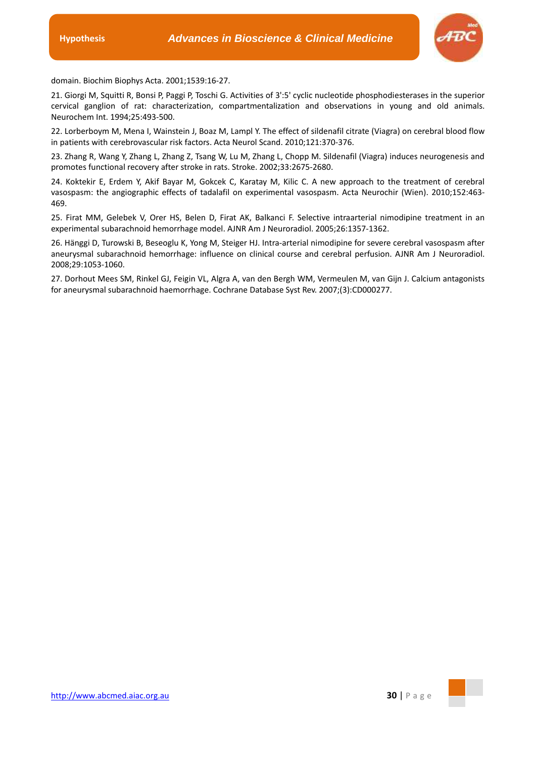domain. Biochim Biophys Acta. 2001;1539:16-27.

21. Giorgi M, Squitti R, Bonsi P, Paggi P, Toschi G. Activities of 3':5' cyclic nucleotide phosphodiesterases in the superior cervical ganglion of rat: characterization, compartmentalization and observations in young and old animals. Neurochem Int. 1994;25:493-500.

22. Lorberboym M, Mena I, Wainstein J, Boaz M, Lampl Y. The effect of sildenafil citrate (Viagra) on cerebral blood flow in patients with cerebrovascular risk factors. Acta Neurol Scand. 2010;121:370-376.

23. Zhang R, Wang Y, Zhang L, Zhang Z, Tsang W, Lu M, Zhang L, Chopp M. Sildenafil (Viagra) induces neurogenesis and promotes functional recovery after stroke in rats. Stroke. 2002;33:2675-2680.

24. Koktekir E, Erdem Y, Akif Bayar M, Gokcek C, Karatay M, Kilic C. A new approach to the treatment of cerebral vasospasm: the angiographic effects of tadalafil on experimental vasospasm. Acta Neurochir (Wien). 2010;152:463-469.

25. Firat MM, Gelebek V, Orer HS, Belen D, Firat AK, Balkanci F. Selective intraarterial nimodipine treatment in an experimental subarachnoid hemorrhage model. AJNR Am J Neuroradiol. 2005;26:1357-1362.

26. Hänggi D, Turowski B, Beseoglu K, Yong M, Steiger HJ. Intra-arterial nimodipine for severe cerebral vasospasm after aneurysmal subarachnoid hemorrhage: influence on clinical course and cerebral perfusion. AJNR Am J Neuroradiol. 2008;29:1053-1060.

27. Dorhout Mees SM, Rinkel GJ, Feigin VL, Algra A, van den Bergh WM, Vermeulen M, van Gijn J. Calcium antagonists for aneurysmal subarachnoid haemorrhage. Cochrane Database Syst Rev. 2007;(3):CD000277.